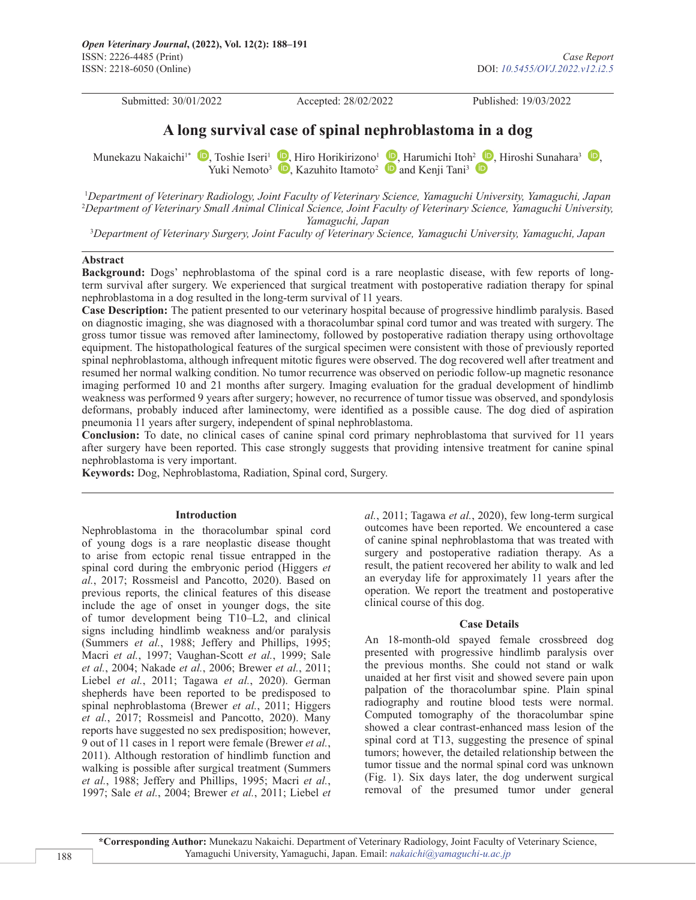# A long survival case of spinal nephroblastoma in a dog

Munekazu Nakaichi[1*], Toshie Iseri[1], Hiro Horikirizono[1], Harumichi Itoh[2], Hiroshi Sunahara[3], Yuki Nemoto[3], Kazuhito Itamoto[2] and Kenji Tani[3]

[1]*Department of Veterinary Radiology, Joint Faculty of Veterinary Science, Yamaguchi University, Yamaguchi, Japan*
[2]*Department of Veterinary Small Animal Clinical Science, Joint Faculty of Veterinary Science, Yamaguchi University, Yamaguchi, Japan*
[3]*Department of Veterinary Surgery, Joint Faculty of Veterinary Science, Yamaguchi University, Yamaguchi, Japan*

Submitted: 30/01/2022 Accepted: 28/02/2022 Published: 19/03/2022

## Abstract

**Background:** Dogs' nephroblastoma of the spinal cord is a rare neoplastic disease, with few reports of long-term survival after surgery. We experienced that surgical treatment with postoperative radiation therapy for spinal nephroblastoma in a dog resulted in the long-term survival of 11 years.

**Case Description:** The patient presented to our veterinary hospital because of progressive hindlimb paralysis. Based on diagnostic imaging, she was diagnosed with a thoracolumbar spinal cord tumor and was treated with surgery. The gross tumor tissue was removed after laminectomy, followed by postoperative radiation therapy using orthovoltage equipment. The histopathological features of the surgical specimen were consistent with those of previously reported spinal nephroblastoma, although infrequent mitotic figures were observed. The dog recovered well after treatment and resumed her normal walking condition. No tumor recurrence was observed on periodic follow-up magnetic resonance imaging performed 10 and 21 months after surgery. Imaging evaluation for the gradual development of hindlimb weakness was performed 9 years after surgery; however, no recurrence of tumor tissue was observed, and spondylosis deformans, probably induced after laminectomy, were identified as a possible cause. The dog died of aspiration pneumonia 11 years after surgery, independent of spinal nephroblastoma.

**Conclusion:** To date, no clinical cases of canine spinal cord primary nephroblastoma that survived for 11 years after surgery have been reported. This case strongly suggests that providing intensive treatment for canine spinal nephroblastoma is very important.

**Keywords:** Dog, Nephroblastoma, Radiation, Spinal cord, Surgery.

## Introduction

Nephroblastoma in the thoracolumbar spinal cord of young dogs is a rare neoplastic disease thought to arise from ectopic renal tissue entrapped in the spinal cord during the embryonic period (Higgers *et al.*, 2017; Rossmeisl and Pancotto, 2020). Based on previous reports, the clinical features of this disease include the age of onset in younger dogs, the site of tumor development being T10–L2, and clinical signs including hindlimb weakness and/or paralysis (Summers *et al.*, 1988; Jeffery and Phillips, 1995; Macri *et al.*, 1997; Vaughan-Scott *et al.*, 1999; Sale *et al.*, 2004; Nakade *et al.*, 2006; Brewer *et al.*, 2011; Liebel *et al.*, 2011; Tagawa *et al.*, 2020). German shepherds have been reported to be predisposed to spinal nephroblastoma (Brewer *et al.*, 2011; Higgers *et al.*, 2017; Rossmeisl and Pancotto, 2020). Many reports have suggested no sex predisposition; however, 9 out of 11 cases in 1 report were female (Brewer *et al.*, 2011). Although restoration of hindlimb function and walking is possible after surgical treatment (Summers *et al.*, 1988; Jeffery and Phillips, 1995; Macri *et al.*, 1997; Sale *et al.*, 2004; Brewer *et al.*, 2011; Liebel *et al.*, 2011; Tagawa *et al.*, 2020), few long-term surgical outcomes have been reported. We encountered a case of canine spinal nephroblastoma that was treated with surgery and postoperative radiation therapy. As a result, the patient recovered her ability to walk and led an everyday life for approximately 11 years after the operation. We report the treatment and postoperative clinical course of this dog.

## Case Details

An 18-month-old spayed female crossbreed dog presented with progressive hindlimb paralysis over the previous months. She could not stand or walk unaided at her first visit and showed severe pain upon palpation of the thoracolumbar spine. Plain spinal radiography and routine blood tests were normal. Computed tomography of the thoracolumbar spine showed a clear contrast-enhanced mass lesion of the spinal cord at T13, suggesting the presence of spinal tumors; however, the detailed relationship between the tumor tissue and the normal spinal cord was unknown (Fig. 1). Six days later, the dog underwent surgical removal of the presumed tumor under general

\*Corresponding Author: Munekazu Nakaichi. Department of Veterinary Radiology, Joint Faculty of Veterinary Science, Yamaguchi University, Yamaguchi, Japan. Email: *nakaichi@yamaguchi-u.ac.jp*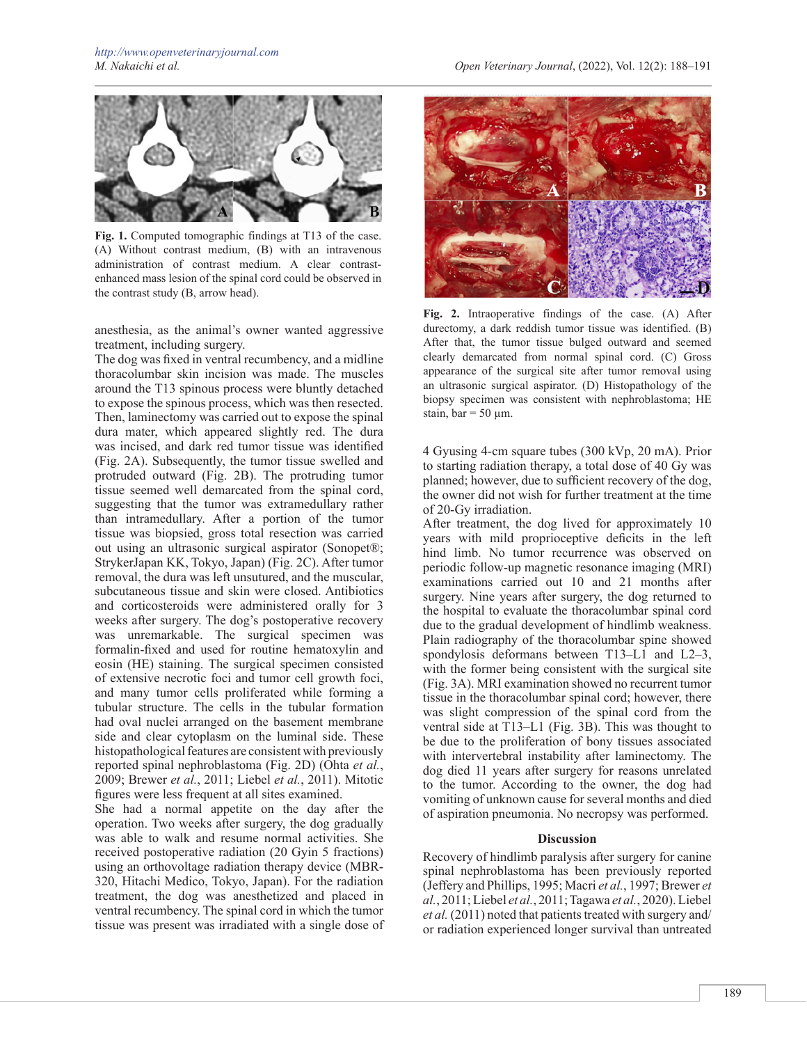Fig. 1. Computed tomographic findings at T13 of the case. (A) Without contrast medium, (B) with an intravenous administration of contrast medium. A clear contrast-enhanced mass lesion of the spinal cord could be observed in the contrast study (B, arrow head).

anesthesia, as the animal's owner wanted aggressive treatment, including surgery.

The dog was fixed in ventral recumbency, and a midline thoracolumbar skin incision was made. The muscles around the T13 spinous process were bluntly detached to expose the spinous process, which was then resected. Then, laminectomy was carried out to expose the spinal dura mater, which appeared slightly red. The dura was incised, and dark red tumor tissue was identified (Fig. 2A). Subsequently, the tumor tissue swelled and protruded outward (Fig. 2B). The protruding tumor tissue seemed well demarcated from the spinal cord, suggesting that the tumor was extramedullary rather than intramedullary. After a portion of the tumor tissue was biopsied, gross total resection was carried out using an ultrasonic surgical aspirator (Sonopet®; StrykerJapan KK, Tokyo, Japan) (Fig. 2C). After tumor removal, the dura was left unsutured, and the muscular, subcutaneous tissue and skin were closed. Antibiotics and corticosteroids were administered orally for 3 weeks after surgery. The dog's postoperative recovery was unremarkable. The surgical specimen was formalin-fixed and used for routine hematoxylin and eosin (HE) staining. The surgical specimen consisted of extensive necrotic foci and tumor cell growth foci, and many tumor cells proliferated while forming a tubular structure. The cells in the tubular formation had oval nuclei arranged on the basement membrane side and clear cytoplasm on the luminal side. These histopathological features are consistent with previously reported spinal nephroblastoma (Fig. 2D) (Ohta *et al.*, 2009; Brewer *et al.*, 2011; Liebel *et al.*, 2011). Mitotic figures were less frequent at all sites examined.

She had a normal appetite on the day after the operation. Two weeks after surgery, the dog gradually was able to walk and resume normal activities. She received postoperative radiation (20 Gyin 5 fractions) using an orthovoltage radiation therapy device (MBR-320, Hitachi Medico, Tokyo, Japan). For the radiation treatment, the dog was anesthetized and placed in ventral recumbency. The spinal cord in which the tumor tissue was present was irradiated with a single dose of 4 Gyusing 4-cm square tubes (300 kVp, 20 mA). Prior to starting radiation therapy, a total dose of 40 Gy was planned; however, due to sufficient recovery of the dog, the owner did not wish for further treatment at the time of 20-Gy irradiation.

Fig. 2. Intraoperative findings of the case. (A) After durectomy, a dark reddish tumor tissue was identified. (B) After that, the tumor tissue bulged outward and seemed clearly demarcated from normal spinal cord. (C) Gross appearance of the surgical site after tumor removal using an ultrasonic surgical aspirator. (D) Histopathology of the biopsy specimen was consistent with nephroblastoma; HE stain, bar = 50 μm.

After treatment, the dog lived for approximately 10 years with mild proprioceptive deficits in the left hind limb. No tumor recurrence was observed on periodic follow-up magnetic resonance imaging (MRI) examinations carried out 10 and 21 months after surgery. Nine years after surgery, the dog returned to the hospital to evaluate the thoracolumbar spinal cord due to the gradual development of hindlimb weakness. Plain radiography of the thoracolumbar spine showed spondylosis deformans between T13–L1 and L2–3, with the former being consistent with the surgical site (Fig. 3A). MRI examination showed no recurrent tumor tissue in the thoracolumbar spinal cord; however, there was slight compression of the spinal cord from the ventral side at T13–L1 (Fig. 3B). This was thought to be due to the proliferation of bony tissues associated with intervertebral instability after laminectomy. The dog died 11 years after surgery for reasons unrelated to the tumor. According to the owner, the dog had vomiting of unknown cause for several months and died of aspiration pneumonia. No necropsy was performed.

## Discussion

Recovery of hindlimb paralysis after surgery for canine spinal nephroblastoma has been previously reported (Jeffery and Phillips, 1995; Macri *et al.*, 1997; Brewer *et al.*, 2011; Liebel *et al.*, 2011; Tagawa *et al.*, 2020). Liebel *et al.* (2011) noted that patients treated with surgery and/or radiation experienced longer survival than untreated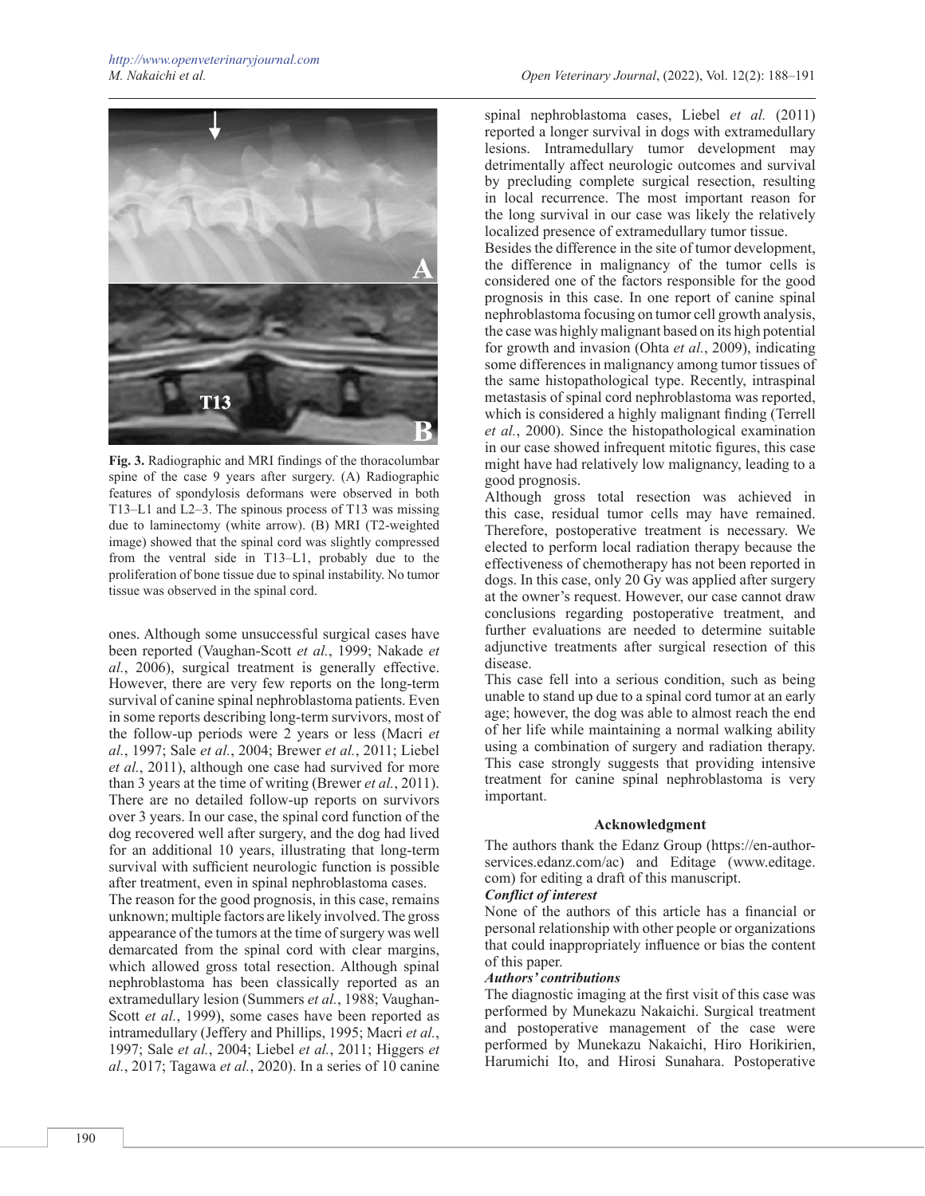**Fig. 3.** Radiographic and MRI findings of the thoracolumbar spine of the case 9 years after surgery. (A) Radiographic features of spondylosis deformans were observed in both T13–L1 and L2–3. The spinous process of T13 was missing due to laminectomy (white arrow). (B) MRI (T2-weighted image) showed that the spinal cord was slightly compressed from the ventral side in T13–L1, probably due to the proliferation of bone tissue due to spinal instability. No tumor tissue was observed in the spinal cord.

ones. Although some unsuccessful surgical cases have been reported (Vaughan-Scott *et al.*, 1999; Nakade *et al.*, 2006), surgical treatment is generally effective. However, there are very few reports on the long-term survival of canine spinal nephroblastoma patients. Even in some reports describing long-term survivors, most of the follow-up periods were 2 years or less (Macri *et al.*, 1997; Sale *et al.*, 2004; Brewer *et al.*, 2011; Liebel *et al.*, 2011), although one case had survived for more than 3 years at the time of writing (Brewer *et al.*, 2011). There are no detailed follow-up reports on survivors over 3 years. In our case, the spinal cord function of the dog recovered well after surgery, and the dog had lived for an additional 10 years, illustrating that long-term survival with sufficient neurologic function is possible after treatment, even in spinal nephroblastoma cases.

The reason for the good prognosis, in this case, remains unknown; multiple factors are likely involved. The gross appearance of the tumors at the time of surgery was well demarcated from the spinal cord with clear margins, which allowed gross total resection. Although spinal nephroblastoma has been classically reported as an extramedullary lesion (Summers *et al.*, 1988; Vaughan-Scott *et al.*, 1999), some cases have been reported as intramedullary (Jeffery and Phillips, 1995; Macri *et al.*, 1997; Sale *et al.*, 2004; Liebel *et al.*, 2011; Higgers *et al.*, 2017; Tagawa *et al.*, 2020). In a series of 10 canine spinal nephroblastoma cases, Liebel *et al.* (2011) reported a longer survival in dogs with extramedullary lesions. Intramedullary tumor development may detrimentally affect neurologic outcomes and survival by precluding complete surgical resection, resulting in local recurrence. The most important reason for the long survival in our case was likely the relatively localized presence of extramedullary tumor tissue.

Besides the difference in the site of tumor development, the difference in malignancy of the tumor cells is considered one of the factors responsible for the good prognosis in this case. In one report of canine spinal nephroblastoma focusing on tumor cell growth analysis, the case was highly malignant based on its high potential for growth and invasion (Ohta *et al.*, 2009), indicating some differences in malignancy among tumor tissues of the same histopathological type. Recently, intraspinal metastasis of spinal cord nephroblastoma was reported, which is considered a highly malignant finding (Terrell *et al.*, 2000). Since the histopathological examination in our case showed infrequent mitotic figures, this case might have had relatively low malignancy, leading to a good prognosis.

Although gross total resection was achieved in this case, residual tumor cells may have remained. Therefore, postoperative treatment is necessary. We elected to perform local radiation therapy because the effectiveness of chemotherapy has not been reported in dogs. In this case, only 20 Gy was applied after surgery at the owner's request. However, our case cannot draw conclusions regarding postoperative treatment, and further evaluations are needed to determine suitable adjunctive treatments after surgical resection of this disease.

This case fell into a serious condition, such as being unable to stand up due to a spinal cord tumor at an early age; however, the dog was able to almost reach the end of her life while maintaining a normal walking ability using a combination of surgery and radiation therapy. This case strongly suggests that providing intensive treatment for canine spinal nephroblastoma is very important.

## Acknowledgment

The authors thank the Edanz Group (https://en-author-services.edanz.com/ac) and Editage (www.editage.com) for editing a draft of this manuscript.

### *Conflict of interest*

None of the authors of this article has a financial or personal relationship with other people or organizations that could inappropriately influence or bias the content of this paper.

### *Authors' contributions*

The diagnostic imaging at the first visit of this case was performed by Munekazu Nakaichi. Surgical treatment and postoperative management of the case were performed by Munekazu Nakaichi, Hiro Horikirien, Harumichi Ito, and Hirosi Sunahara. Postoperative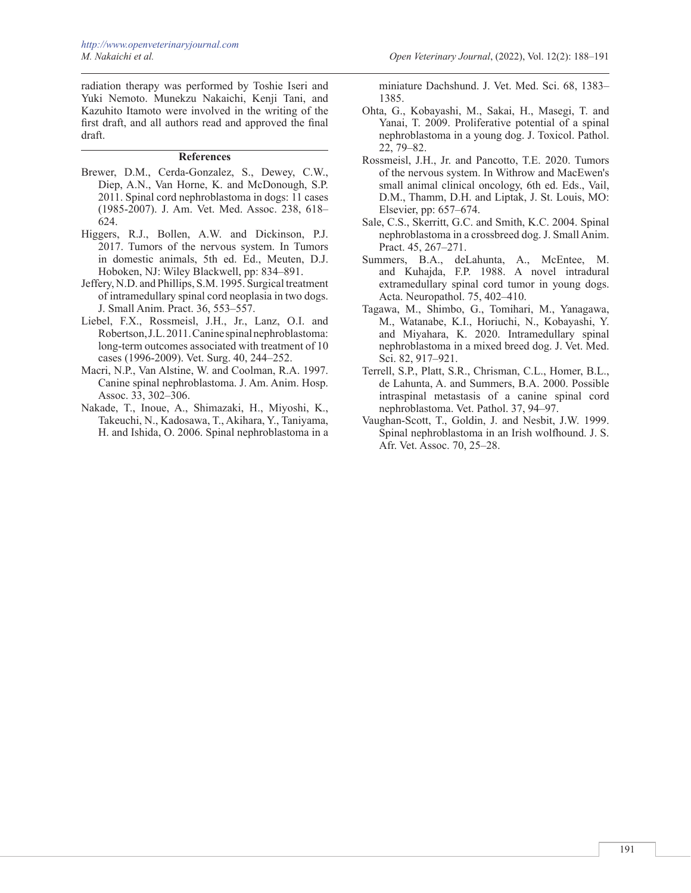radiation therapy was performed by Toshie Iseri and Yuki Nemoto. Munekzu Nakaichi, Kenji Tani, and Kazuhito Itamoto were involved in the writing of the first draft, and all authors read and approved the final draft.

## References

Brewer, D.M., Cerda-Gonzalez, S., Dewey, C.W., Diep, A.N., Van Horne, K. and McDonough, S.P. 2011. Spinal cord nephroblastoma in dogs: 11 cases (1985-2007). J. Am. Vet. Med. Assoc. 238, 618–624.

Higgers, R.J., Bollen, A.W. and Dickinson, P.J. 2017. Tumors of the nervous system. In Tumors in domestic animals, 5th ed. Ed., Meuten, D.J. Hoboken, NJ: Wiley Blackwell, pp: 834–891.

Jeffery, N.D. and Phillips, S.M. 1995. Surgical treatment of intramedullary spinal cord neoplasia in two dogs. J. Small Anim. Pract. 36, 553–557.

Liebel, F.X., Rossmeisl, J.H., Jr., Lanz, O.I. and Robertson, J.L. 2011. Canine spinal nephroblastoma: long-term outcomes associated with treatment of 10 cases (1996-2009). Vet. Surg. 40, 244–252.

Macri, N.P., Van Alstine, W. and Coolman, R.A. 1997. Canine spinal nephroblastoma. J. Am. Anim. Hosp. Assoc. 33, 302–306.

Nakade, T., Inoue, A., Shimazaki, H., Miyoshi, K., Takeuchi, N., Kadosawa, T., Akihara, Y., Taniyama, H. and Ishida, O. 2006. Spinal nephroblastoma in a miniature Dachshund. J. Vet. Med. Sci. 68, 1383–1385.

Ohta, G., Kobayashi, M., Sakai, H., Masegi, T. and Yanai, T. 2009. Proliferative potential of a spinal nephroblastoma in a young dog. J. Toxicol. Pathol. 22, 79–82.

Rossmeisl, J.H., Jr. and Pancotto, T.E. 2020. Tumors of the nervous system. In Withrow and MacEwen's small animal clinical oncology, 6th ed. Eds., Vail, D.M., Thamm, D.H. and Liptak, J. St. Louis, MO: Elsevier, pp: 657–674.

Sale, C.S., Skerritt, G.C. and Smith, K.C. 2004. Spinal nephroblastoma in a crossbreed dog. J. Small Anim. Pract. 45, 267–271.

Summers, B.A., deLahunta, A., McEntee, M. and Kuhajda, F.P. 1988. A novel intradural extramedullary spinal cord tumor in young dogs. Acta. Neuropathol. 75, 402–410.

Tagawa, M., Shimbo, G., Tomihari, M., Yanagawa, M., Watanabe, K.I., Horiuchi, N., Kobayashi, Y. and Miyahara, K. 2020. Intramedullary spinal nephroblastoma in a mixed breed dog. J. Vet. Med. Sci. 82, 917–921.

Terrell, S.P., Platt, S.R., Chrisman, C.L., Homer, B.L., de Lahunta, A. and Summers, B.A. 2000. Possible intraspinal metastasis of a canine spinal cord nephroblastoma. Vet. Pathol. 37, 94–97.

Vaughan-Scott, T., Goldin, J. and Nesbit, J.W. 1999. Spinal nephroblastoma in an Irish wolfhound. J. S. Afr. Vet. Assoc. 70, 25–28.